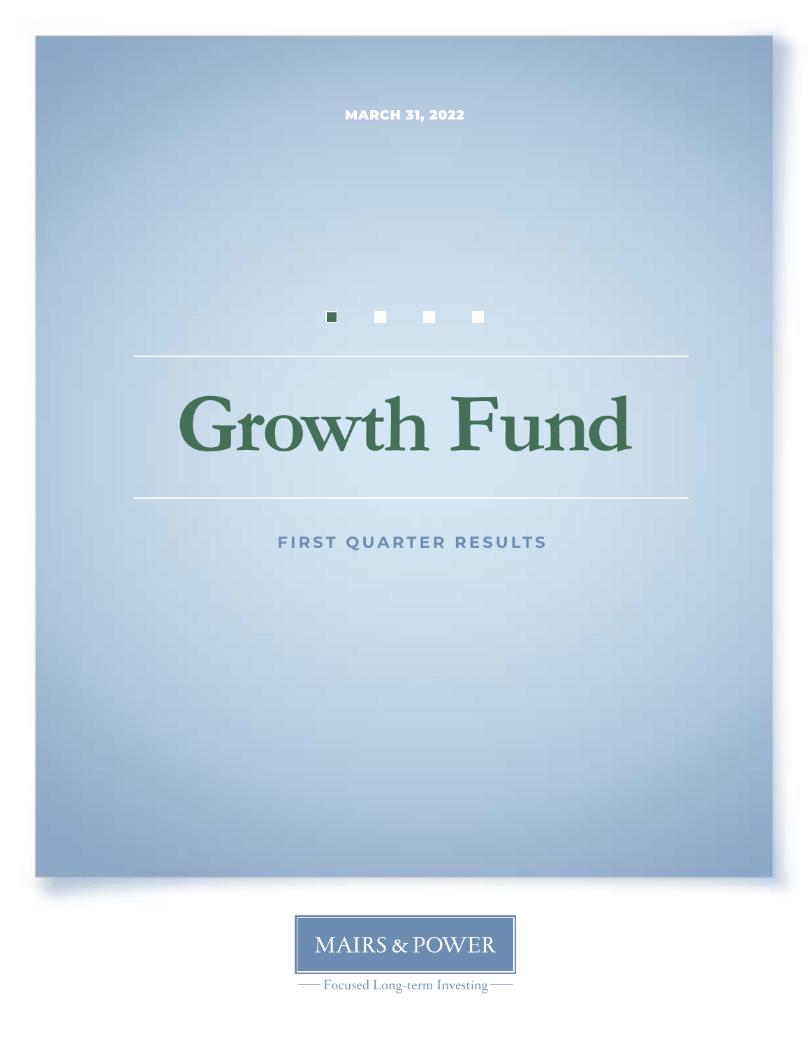MARCH 31, 2022

# Growth Fund

## FIRST QUARTER RESULTS

MAIRS & POWER

Focused Long-term Investing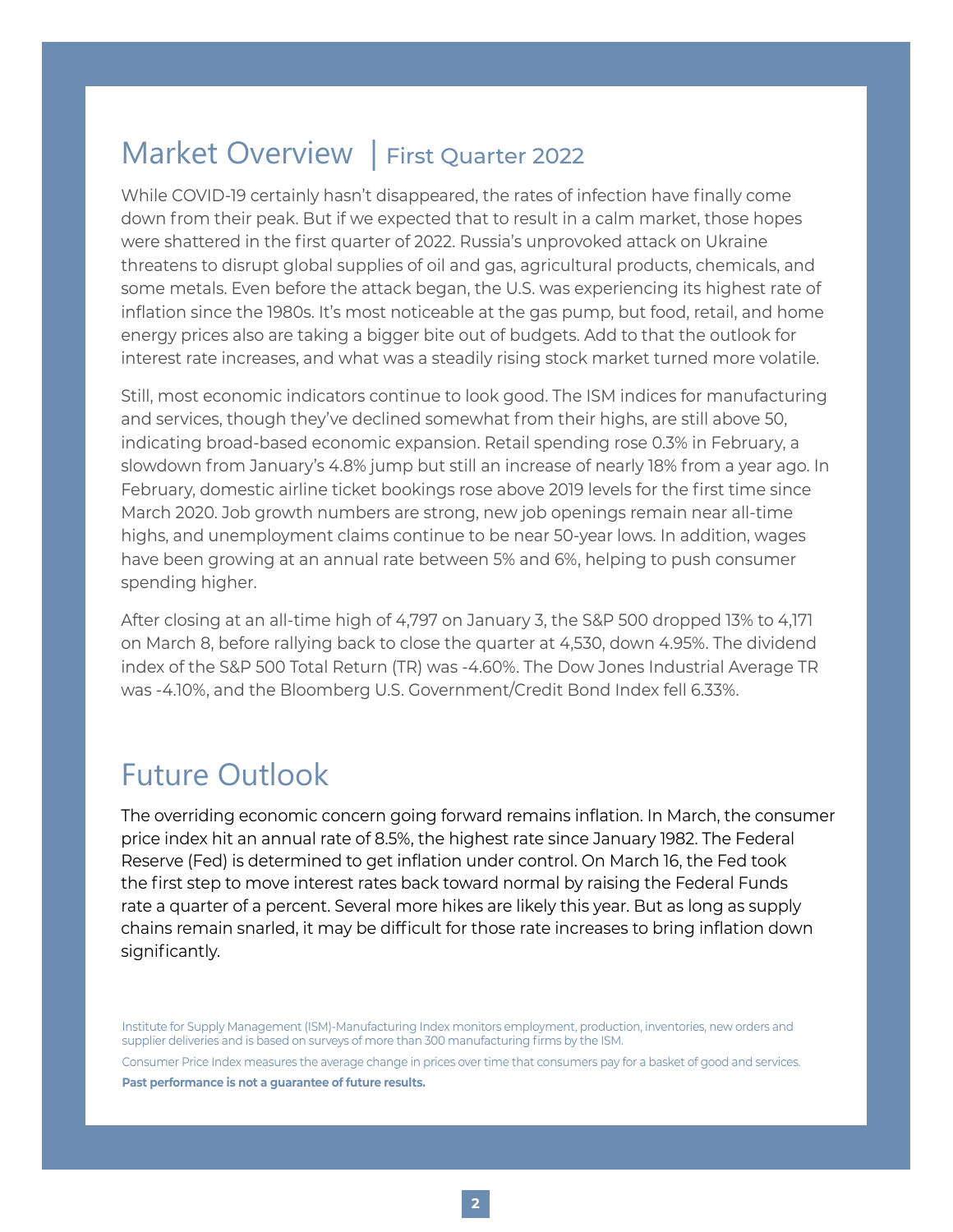# Market Overview | First Quarter 2022

While COVID-19 certainly hasn't disappeared, the rates of infection have finally come down from their peak. But if we expected that to result in a calm market, those hopes were shattered in the first quarter of 2022. Russia's unprovoked attack on Ukraine threatens to disrupt global supplies of oil and gas, agricultural products, chemicals, and some metals. Even before the attack began, the U.S. was experiencing its highest rate of inflation since the 1980s. It's most noticeable at the gas pump, but food, retail, and home energy prices also are taking a bigger bite out of budgets. Add to that the outlook for interest rate increases, and what was a steadily rising stock market turned more volatile.

Still, most economic indicators continue to look good. The ISM indices for manufacturing and services, though they've declined somewhat from their highs, are still above 50, indicating broad-based economic expansion. Retail spending rose 0.3% in February, a slowdown from January's 4.8% jump but still an increase of nearly 18% from a year ago. In February, domestic airline ticket bookings rose above 2019 levels for the first time since March 2020. Job growth numbers are strong, new job openings remain near all-time highs, and unemployment claims continue to be near 50-year lows. In addition, wages have been growing at an annual rate between 5% and 6%, helping to push consumer spending higher.

After closing at an all-time high of 4,797 on January 3, the S&P 500 dropped 13% to 4,171 on March 8, before rallying back to close the quarter at 4,530, down 4.95%. The dividend index of the S&P 500 Total Return (TR) was -4.60%. The Dow Jones Industrial Average TR was -4.10%, and the Bloomberg U.S. Government/Credit Bond Index fell 6.33%.

# Future Outlook

The overriding economic concern going forward remains inflation. In March, the consumer price index hit an annual rate of 8.5%, the highest rate since January 1982. The Federal Reserve (Fed) is determined to get inflation under control. On March 16, the Fed took the first step to move interest rates back toward normal by raising the Federal Funds rate a quarter of a percent. Several more hikes are likely this year. But as long as supply chains remain snarled, it may be difficult for those rate increases to bring inflation down significantly.

Institute for Supply Management (ISM)-Manufacturing Index monitors employment, production, inventories, new orders and supplier deliveries and is based on surveys of more than 300 manufacturing firms by the ISM.

Consumer Price Index measures the average change in prices over time that consumers pay for a basket of good and services.

**Past performance is not a guarantee of future results.**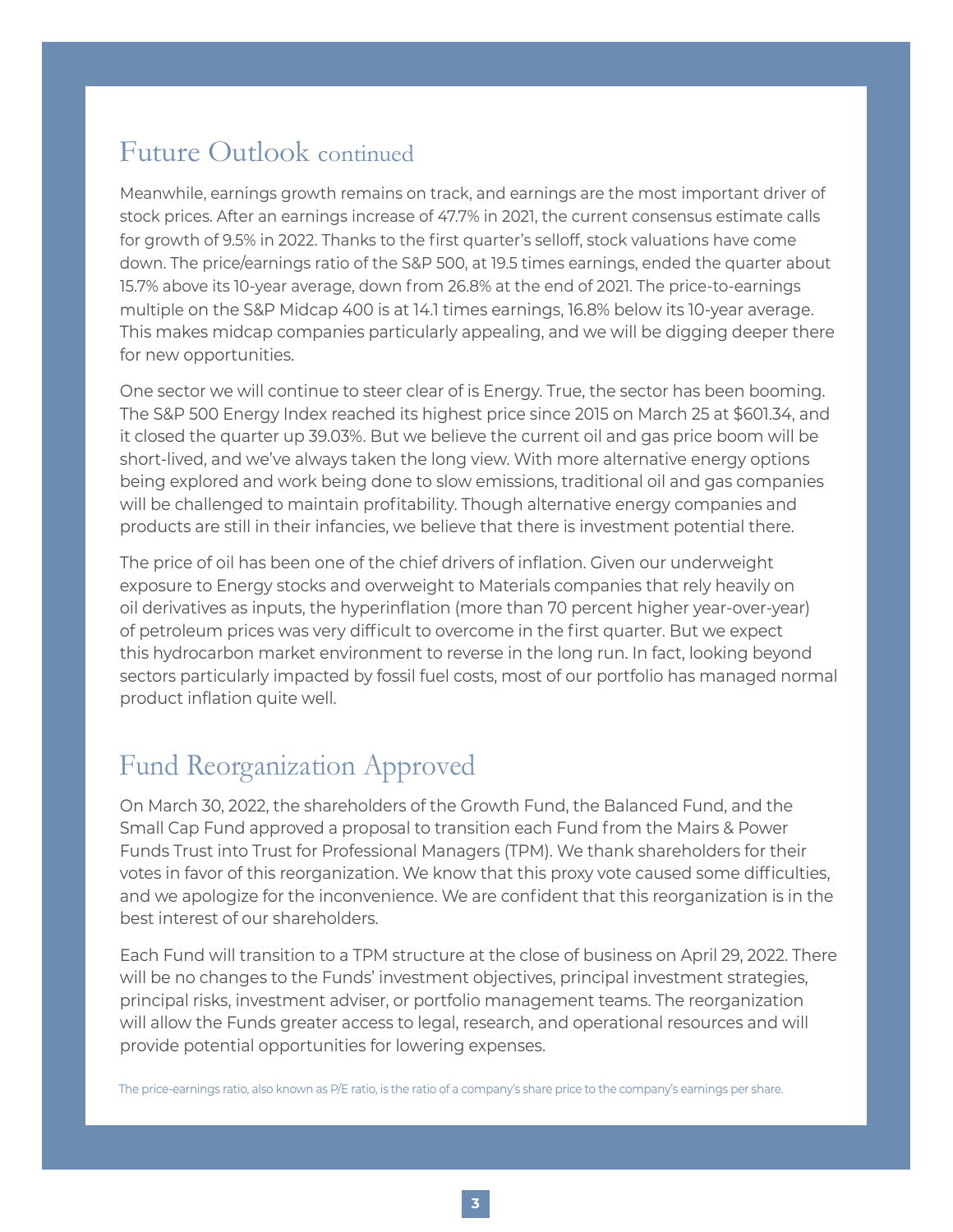## Future Outlook continued

Meanwhile, earnings growth remains on track, and earnings are the most important driver of stock prices. After an earnings increase of 47.7% in 2021, the current consensus estimate calls for growth of 9.5% in 2022. Thanks to the first quarter's selloff, stock valuations have come down. The price/earnings ratio of the S&P 500, at 19.5 times earnings, ended the quarter about 15.7% above its 10-year average, down from 26.8% at the end of 2021. The price-to-earnings multiple on the S&P Midcap 400 is at 14.1 times earnings, 16.8% below its 10-year average. This makes midcap companies particularly appealing, and we will be digging deeper there for new opportunities.

One sector we will continue to steer clear of is Energy. True, the sector has been booming. The S&P 500 Energy Index reached its highest price since 2015 on March 25 at $601.34, and it closed the quarter up 39.03%. But we believe the current oil and gas price boom will be short-lived, and we've always taken the long view. With more alternative energy options being explored and work being done to slow emissions, traditional oil and gas companies will be challenged to maintain profitability. Though alternative energy companies and products are still in their infancies, we believe that there is investment potential there.

The price of oil has been one of the chief drivers of inflation. Given our underweight exposure to Energy stocks and overweight to Materials companies that rely heavily on oil derivatives as inputs, the hyperinflation (more than 70 percent higher year-over-year) of petroleum prices was very difficult to overcome in the first quarter. But we expect this hydrocarbon market environment to reverse in the long run. In fact, looking beyond sectors particularly impacted by fossil fuel costs, most of our portfolio has managed normal product inflation quite well.

## Fund Reorganization Approved

On March 30, 2022, the shareholders of the Growth Fund, the Balanced Fund, and the Small Cap Fund approved a proposal to transition each Fund from the Mairs & Power Funds Trust into Trust for Professional Managers (TPM). We thank shareholders for their votes in favor of this reorganization. We know that this proxy vote caused some difficulties, and we apologize for the inconvenience. We are confident that this reorganization is in the best interest of our shareholders.

Each Fund will transition to a TPM structure at the close of business on April 29, 2022. There will be no changes to the Funds' investment objectives, principal investment strategies, principal risks, investment adviser, or portfolio management teams. The reorganization will allow the Funds greater access to legal, research, and operational resources and will provide potential opportunities for lowering expenses.

The price-earnings ratio, also known as P/E ratio, is the ratio of a company's share price to the company's earnings per share.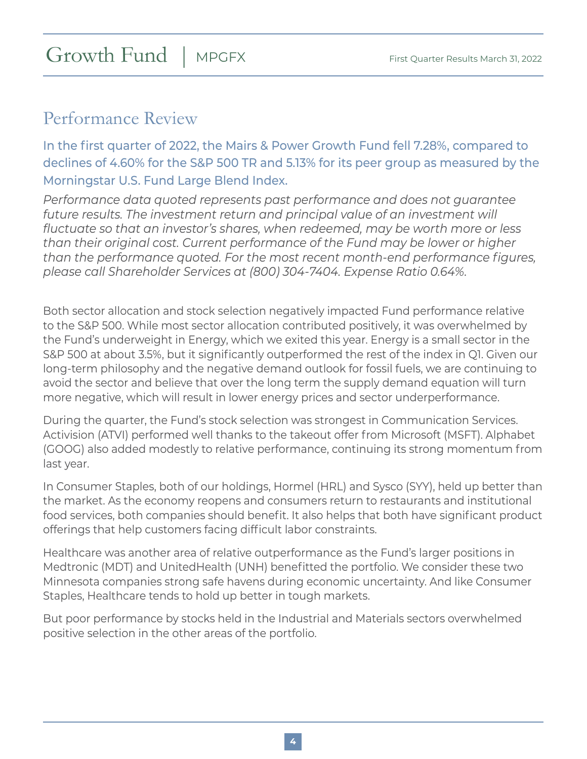## Performance Review

In the first quarter of 2022, the Mairs & Power Growth Fund fell 7.28%, compared to declines of 4.60% for the S&P 500 TR and 5.13% for its peer group as measured by the Morningstar U.S. Fund Large Blend Index.

*Performance data quoted represents past performance and does not guarantee future results. The investment return and principal value of an investment will fluctuate so that an investor's shares, when redeemed, may be worth more or less than their original cost. Current performance of the Fund may be lower or higher than the performance quoted. For the most recent month-end performance figures, please call Shareholder Services at (800) 304-7404. Expense Ratio 0.64%.*

Both sector allocation and stock selection negatively impacted Fund performance relative to the S&P 500. While most sector allocation contributed positively, it was overwhelmed by the Fund's underweight in Energy, which we exited this year. Energy is a small sector in the S&P 500 at about 3.5%, but it significantly outperformed the rest of the index in Q1. Given our long-term philosophy and the negative demand outlook for fossil fuels, we are continuing to avoid the sector and believe that over the long term the supply demand equation will turn more negative, which will result in lower energy prices and sector underperformance.

During the quarter, the Fund's stock selection was strongest in Communication Services. Activision (ATVI) performed well thanks to the takeout offer from Microsoft (MSFT). Alphabet (GOOG) also added modestly to relative performance, continuing its strong momentum from last year.

In Consumer Staples, both of our holdings, Hormel (HRL) and Sysco (SYY), held up better than the market. As the economy reopens and consumers return to restaurants and institutional food services, both companies should benefit. It also helps that both have significant product offerings that help customers facing difficult labor constraints.

Healthcare was another area of relative outperformance as the Fund's larger positions in Medtronic (MDT) and UnitedHealth (UNH) benefitted the portfolio. We consider these two Minnesota companies strong safe havens during economic uncertainty. And like Consumer Staples, Healthcare tends to hold up better in tough markets.

But poor performance by stocks held in the Industrial and Materials sectors overwhelmed positive selection in the other areas of the portfolio.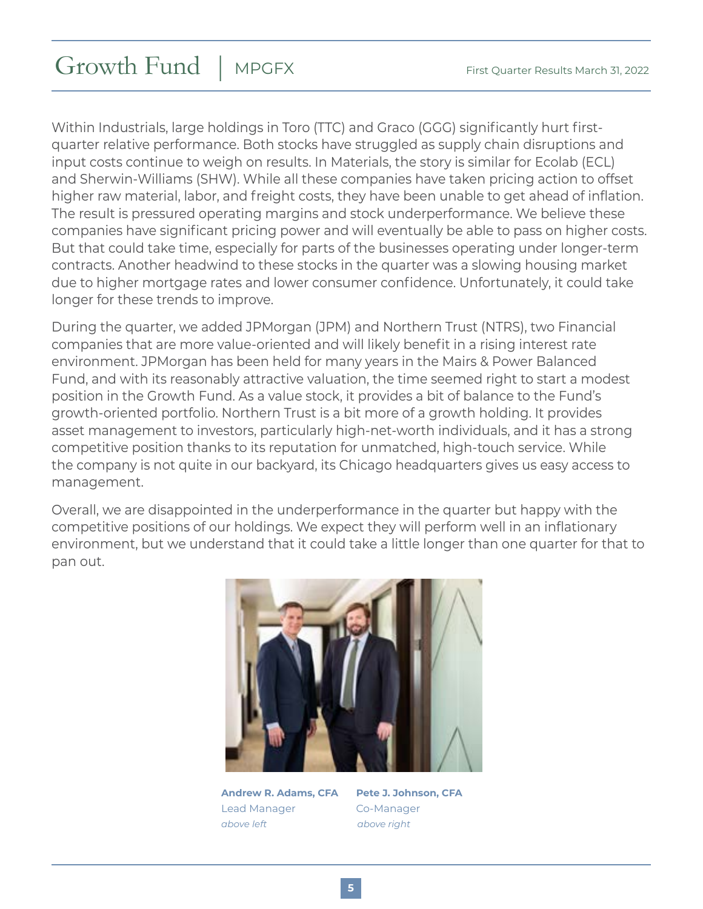Within Industrials, large holdings in Toro (TTC) and Graco (GGG) significantly hurt first-quarter relative performance. Both stocks have struggled as supply chain disruptions and input costs continue to weigh on results. In Materials, the story is similar for Ecolab (ECL) and Sherwin-Williams (SHW). While all these companies have taken pricing action to offset higher raw material, labor, and freight costs, they have been unable to get ahead of inflation. The result is pressured operating margins and stock underperformance. We believe these companies have significant pricing power and will eventually be able to pass on higher costs. But that could take time, especially for parts of the businesses operating under longer-term contracts. Another headwind to these stocks in the quarter was a slowing housing market due to higher mortgage rates and lower consumer confidence. Unfortunately, it could take longer for these trends to improve.

During the quarter, we added JPMorgan (JPM) and Northern Trust (NTRS), two Financial companies that are more value-oriented and will likely benefit in a rising interest rate environment. JPMorgan has been held for many years in the Mairs & Power Balanced Fund, and with its reasonably attractive valuation, the time seemed right to start a modest position in the Growth Fund. As a value stock, it provides a bit of balance to the Fund's growth-oriented portfolio. Northern Trust is a bit more of a growth holding. It provides asset management to investors, particularly high-net-worth individuals, and it has a strong competitive position thanks to its reputation for unmatched, high-touch service. While the company is not quite in our backyard, its Chicago headquarters gives us easy access to management.

Overall, we are disappointed in the underperformance in the quarter but happy with the competitive positions of our holdings. We expect they will perform well in an inflationary environment, but we understand that it could take a little longer than one quarter for that to pan out.

**Andrew R. Adams, CFA**
Lead Manager
*above left*

**Pete J. Johnson, CFA**
Co-Manager
*above right*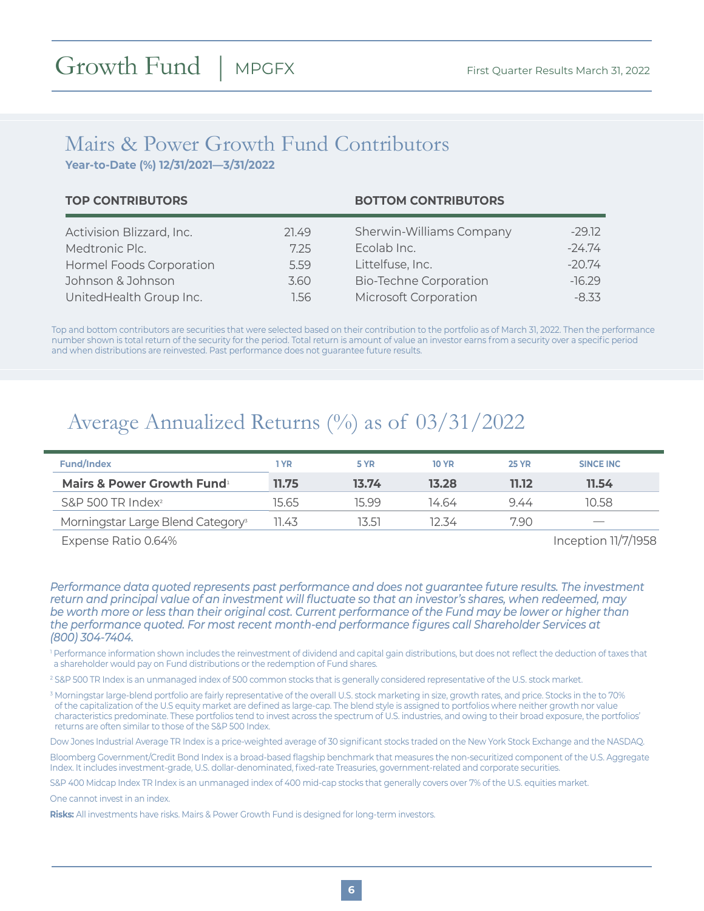# Growth Fund | MPGFX

First Quarter Results March 31, 2022

## Mairs & Power Growth Fund Contributors

**Year-to-Date (%) 12/31/2021—3/31/2022**

| TOP CONTRIBUTORS | | BOTTOM CONTRIBUTORS | |
|---|---|---|---|
| Activision Blizzard, Inc. | 21.49 | Sherwin-Williams Company | -29.12 |
| Medtronic Plc. | 7.25 | Ecolab Inc. | -24.74 |
| Hormel Foods Corporation | 5.59 | Littelfuse, Inc. | -20.74 |
| Johnson & Johnson | 3.60 | Bio-Techne Corporation | -16.29 |
| UnitedHealth Group Inc. | 1.56 | Microsoft Corporation | -8.33 |

Top and bottom contributors are securities that were selected based on their contribution to the portfolio as of March 31, 2022. Then the performance number shown is total return of the security for the period. Total return is amount of value an investor earns from a security over a specific period and when distributions are reinvested. Past performance does not guarantee future results.

## Average Annualized Returns (%) as of 03/31/2022

| Fund/Index | 1 YR | 5 YR | 10 YR | 25 YR | SINCE INC |
|---|---|---|---|---|---|
| **Mairs & Power Growth Fund**[1] | **11.75** | **13.74** | **13.28** | **11.12** | **11.54** |
| S&P 500 TR Index[2] | 15.65 | 15.99 | 14.64 | 9.44 | 10.58 |
| Morningstar Large Blend Category[3] | 11.43 | 13.51 | 12.34 | 7.90 | — |

Expense Ratio 0.64%

Inception 11/7/1958

*Performance data quoted represents past performance and does not guarantee future results. The investment return and principal value of an investment will fluctuate so that an investor's shares, when redeemed, may be worth more or less than their original cost. Current performance of the Fund may be lower or higher than the performance quoted. For most recent month-end performance figures call Shareholder Services at (800) 304-7404.*

[1] Performance information shown includes the reinvestment of dividend and capital gain distributions, but does not reflect the deduction of taxes that a shareholder would pay on Fund distributions or the redemption of Fund shares.

[2] S&P 500 TR Index is an unmanaged index of 500 common stocks that is generally considered representative of the U.S. stock market.

[3] Morningstar large-blend portfolio are fairly representative of the overall U.S. stock marketing in size, growth rates, and price. Stocks in the to 70% of the capitalization of the U.S equity market are defined as large-cap. The blend style is assigned to portfolios where neither growth nor value characteristics predominate. These portfolios tend to invest across the spectrum of U.S. industries, and owing to their broad exposure, the portfolios' returns are often similar to those of the S&P 500 Index.

Dow Jones Industrial Average TR Index is a price-weighted average of 30 significant stocks traded on the New York Stock Exchange and the NASDAQ.

Bloomberg Government/Credit Bond Index is a broad-based flagship benchmark that measures the non-securitized component of the U.S. Aggregate Index. It includes investment-grade, U.S. dollar-denominated, fixed-rate Treasuries, government-related and corporate securities.

S&P 400 Midcap Index TR Index is an unmanaged index of 400 mid-cap stocks that generally covers over 7% of the U.S. equities market.

One cannot invest in an index.

**Risks:** All investments have risks. Mairs & Power Growth Fund is designed for long-term investors.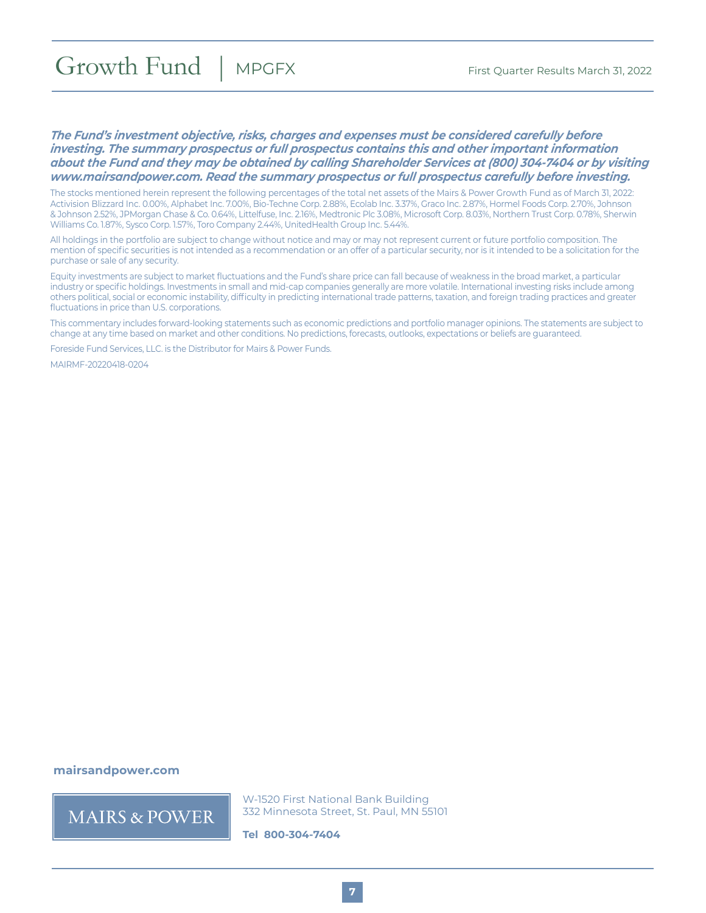***The Fund's investment objective, risks, charges and expenses must be considered carefully before investing. The summary prospectus or full prospectus contains this and other important information about the Fund and they may be obtained by calling Shareholder Services at (800) 304-7404 or by visiting www.mairsandpower.com. Read the summary prospectus or full prospectus carefully before investing.***

The stocks mentioned herein represent the following percentages of the total net assets of the Mairs & Power Growth Fund as of March 31, 2022: Activision Blizzard Inc. 0.00%, Alphabet Inc. 7.00%, Bio-Techne Corp. 2.88%, Ecolab Inc. 3.37%, Graco Inc. 2.87%, Hormel Foods Corp. 2.70%, Johnson & Johnson 2.52%, JPMorgan Chase & Co. 0.64%, Littelfuse, Inc. 2.16%, Medtronic Plc 3.08%, Microsoft Corp. 8.03%, Northern Trust Corp. 0.78%, Sherwin Williams Co. 1.87%, Sysco Corp. 1.57%, Toro Company 2.44%, UnitedHealth Group Inc. 5.44%.

All holdings in the portfolio are subject to change without notice and may or may not represent current or future portfolio composition. The mention of specific securities is not intended as a recommendation or an offer of a particular security, nor is it intended to be a solicitation for the purchase or sale of any security.

Equity investments are subject to market fluctuations and the Fund's share price can fall because of weakness in the broad market, a particular industry or specific holdings. Investments in small and mid-cap companies generally are more volatile. International investing risks include among others political, social or economic instability, difficulty in predicting international trade patterns, taxation, and foreign trading practices and greater fluctuations in price than U.S. corporations.

This commentary includes forward-looking statements such as economic predictions and portfolio manager opinions. The statements are subject to change at any time based on market and other conditions. No predictions, forecasts, outlooks, expectations or beliefs are guaranteed.

Foreside Fund Services, LLC. is the Distributor for Mairs & Power Funds.

MAIRMF-20220418-0204

**mairsandpower.com**

MAIRS & POWER

W-1520 First National Bank Building
332 Minnesota Street, St. Paul, MN 55101

**Tel 800-304-7404**